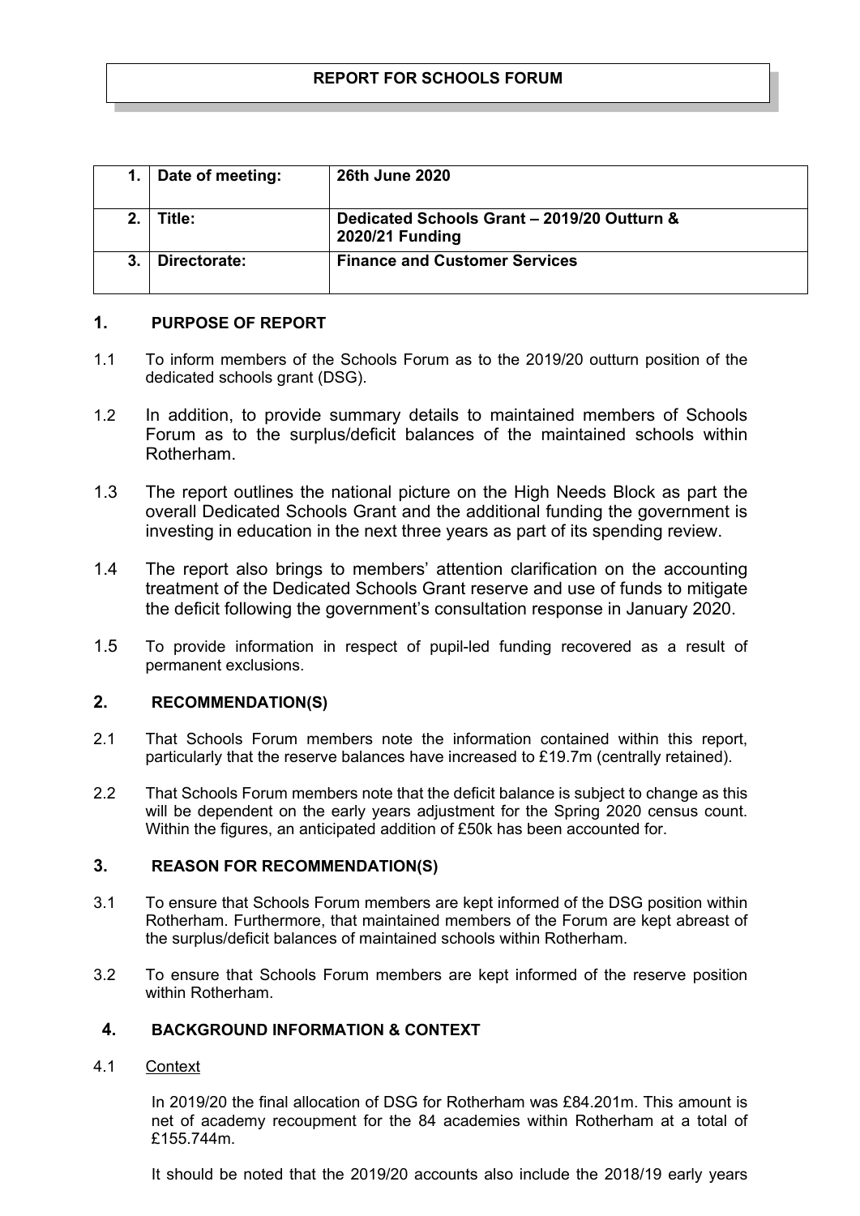**REPORT FOR SCHOOLS FORUM**

| | | |
|---|---|---|
| 1. | Date of meeting: | 26th June 2020 |
| 2. | Title: | Dedicated Schools Grant – 2019/20 Outturn & 2020/21 Funding |
| 3. | Directorate: | Finance and Customer Services |

## 1. PURPOSE OF REPORT

1.1 To inform members of the Schools Forum as to the 2019/20 outturn position of the dedicated schools grant (DSG).

1.2 In addition, to provide summary details to maintained members of Schools Forum as to the surplus/deficit balances of the maintained schools within Rotherham.

1.3 The report outlines the national picture on the High Needs Block as part the overall Dedicated Schools Grant and the additional funding the government is investing in education in the next three years as part of its spending review.

1.4 The report also brings to members' attention clarification on the accounting treatment of the Dedicated Schools Grant reserve and use of funds to mitigate the deficit following the government's consultation response in January 2020.

1.5 To provide information in respect of pupil-led funding recovered as a result of permanent exclusions.

## 2. RECOMMENDATION(S)

2.1 That Schools Forum members note the information contained within this report, particularly that the reserve balances have increased to £19.7m (centrally retained).

2.2 That Schools Forum members note that the deficit balance is subject to change as this will be dependent on the early years adjustment for the Spring 2020 census count. Within the figures, an anticipated addition of £50k has been accounted for.

## 3. REASON FOR RECOMMENDATION(S)

3.1 To ensure that Schools Forum members are kept informed of the DSG position within Rotherham. Furthermore, that maintained members of the Forum are kept abreast of the surplus/deficit balances of maintained schools within Rotherham.

3.2 To ensure that Schools Forum members are kept informed of the reserve position within Rotherham.

## 4. BACKGROUND INFORMATION & CONTEXT

4.1 Context

In 2019/20 the final allocation of DSG for Rotherham was £84.201m. This amount is net of academy recoupment for the 84 academies within Rotherham at a total of £155.744m.

It should be noted that the 2019/20 accounts also include the 2018/19 early years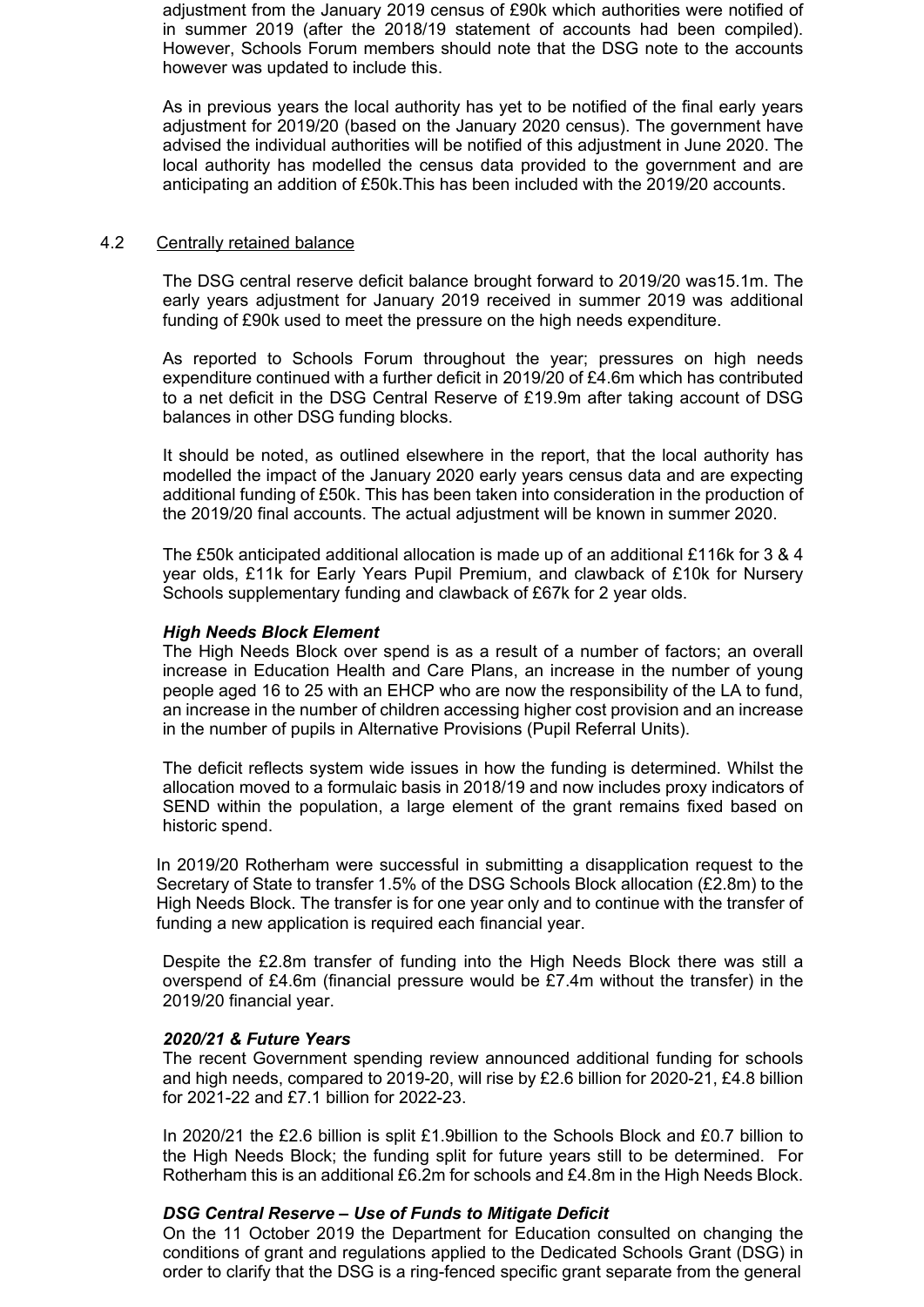adjustment from the January 2019 census of £90k which authorities were notified of in summer 2019 (after the 2018/19 statement of accounts had been compiled). However, Schools Forum members should note that the DSG note to the accounts however was updated to include this.

As in previous years the local authority has yet to be notified of the final early years adjustment for 2019/20 (based on the January 2020 census). The government have advised the individual authorities will be notified of this adjustment in June 2020. The local authority has modelled the census data provided to the government and are anticipating an addition of £50k.This has been included with the 2019/20 accounts.

4.2 Centrally retained balance

The DSG central reserve deficit balance brought forward to 2019/20 was15.1m. The early years adjustment for January 2019 received in summer 2019 was additional funding of £90k used to meet the pressure on the high needs expenditure.

As reported to Schools Forum throughout the year; pressures on high needs expenditure continued with a further deficit in 2019/20 of £4.6m which has contributed to a net deficit in the DSG Central Reserve of £19.9m after taking account of DSG balances in other DSG funding blocks.

It should be noted, as outlined elsewhere in the report, that the local authority has modelled the impact of the January 2020 early years census data and are expecting additional funding of £50k. This has been taken into consideration in the production of the 2019/20 final accounts. The actual adjustment will be known in summer 2020.

The £50k anticipated additional allocation is made up of an additional £116k for 3 & 4 year olds, £11k for Early Years Pupil Premium, and clawback of £10k for Nursery Schools supplementary funding and clawback of £67k for 2 year olds.

***High Needs Block Element***

The High Needs Block over spend is as a result of a number of factors; an overall increase in Education Health and Care Plans, an increase in the number of young people aged 16 to 25 with an EHCP who are now the responsibility of the LA to fund, an increase in the number of children accessing higher cost provision and an increase in the number of pupils in Alternative Provisions (Pupil Referral Units).

The deficit reflects system wide issues in how the funding is determined. Whilst the allocation moved to a formulaic basis in 2018/19 and now includes proxy indicators of SEND within the population, a large element of the grant remains fixed based on historic spend.

In 2019/20 Rotherham were successful in submitting a disapplication request to the Secretary of State to transfer 1.5% of the DSG Schools Block allocation (£2.8m) to the High Needs Block. The transfer is for one year only and to continue with the transfer of funding a new application is required each financial year.

Despite the £2.8m transfer of funding into the High Needs Block there was still a overspend of £4.6m (financial pressure would be £7.4m without the transfer) in the 2019/20 financial year.

***2020/21 & Future Years***

The recent Government spending review announced additional funding for schools and high needs, compared to 2019-20, will rise by £2.6 billion for 2020-21, £4.8 billion for 2021-22 and £7.1 billion for 2022-23.

In 2020/21 the £2.6 billion is split £1.9billion to the Schools Block and £0.7 billion to the High Needs Block; the funding split for future years still to be determined. For Rotherham this is an additional £6.2m for schools and £4.8m in the High Needs Block.

***DSG Central Reserve – Use of Funds to Mitigate Deficit***

On the 11 October 2019 the Department for Education consulted on changing the conditions of grant and regulations applied to the Dedicated Schools Grant (DSG) in order to clarify that the DSG is a ring-fenced specific grant separate from the general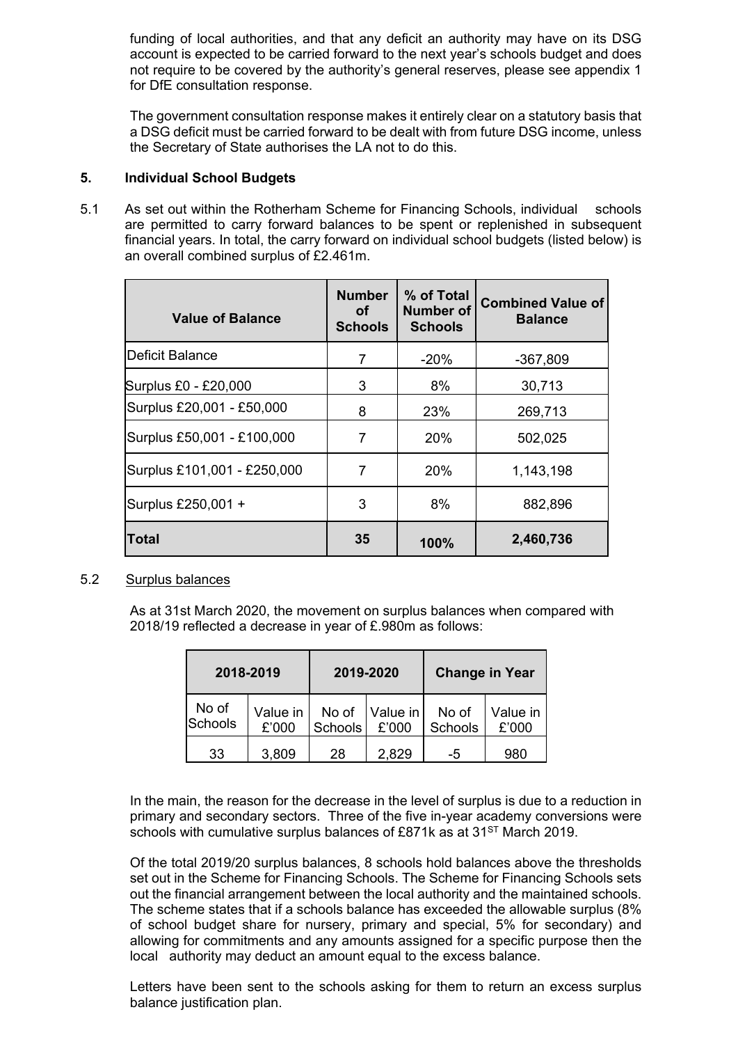funding of local authorities, and that any deficit an authority may have on its DSG account is expected to be carried forward to the next year's schools budget and does not require to be covered by the authority's general reserves, please see appendix 1 for DfE consultation response.

The government consultation response makes it entirely clear on a statutory basis that a DSG deficit must be carried forward to be dealt with from future DSG income, unless the Secretary of State authorises the LA not to do this.

## 5. Individual School Budgets

5.1 As set out within the Rotherham Scheme for Financing Schools, individual schools are permitted to carry forward balances to be spent or replenished in subsequent financial years. In total, the carry forward on individual school budgets (listed below) is an overall combined surplus of £2.461m.

| Value of Balance | Number of Schools | % of Total Number of Schools | Combined Value of Balance |
|---|---|---|---|
| Deficit Balance | 7 | -20% | -367,809 |
| Surplus £0 - £20,000 | 3 | 8% | 30,713 |
| Surplus £20,001 - £50,000 | 8 | 23% | 269,713 |
| Surplus £50,001 - £100,000 | 7 | 20% | 502,025 |
| Surplus £101,001 - £250,000 | 7 | 20% | 1,143,198 |
| Surplus £250,001 + | 3 | 8% | 882,896 |
| **Total** | **35** | **100%** | **2,460,736** |

5.2 Surplus balances

As at 31st March 2020, the movement on surplus balances when compared with 2018/19 reflected a decrease in year of £.980m as follows:

| 2018-2019 | | 2019-2020 | | Change in Year | |
|---|---|---|---|---|---|
| No of Schools | Value in £'000 | No of Schools | Value in £'000 | No of Schools | Value in £'000 |
| 33 | 3,809 | 28 | 2,829 | -5 | 980 |

In the main, the reason for the decrease in the level of surplus is due to a reduction in primary and secondary sectors. Three of the five in-year academy conversions were schools with cumulative surplus balances of £871k as at 31ST March 2019.

Of the total 2019/20 surplus balances, 8 schools hold balances above the thresholds set out in the Scheme for Financing Schools. The Scheme for Financing Schools sets out the financial arrangement between the local authority and the maintained schools. The scheme states that if a schools balance has exceeded the allowable surplus (8% of school budget share for nursery, primary and special, 5% for secondary) and allowing for commitments and any amounts assigned for a specific purpose then the local authority may deduct an amount equal to the excess balance.

Letters have been sent to the schools asking for them to return an excess surplus balance justification plan.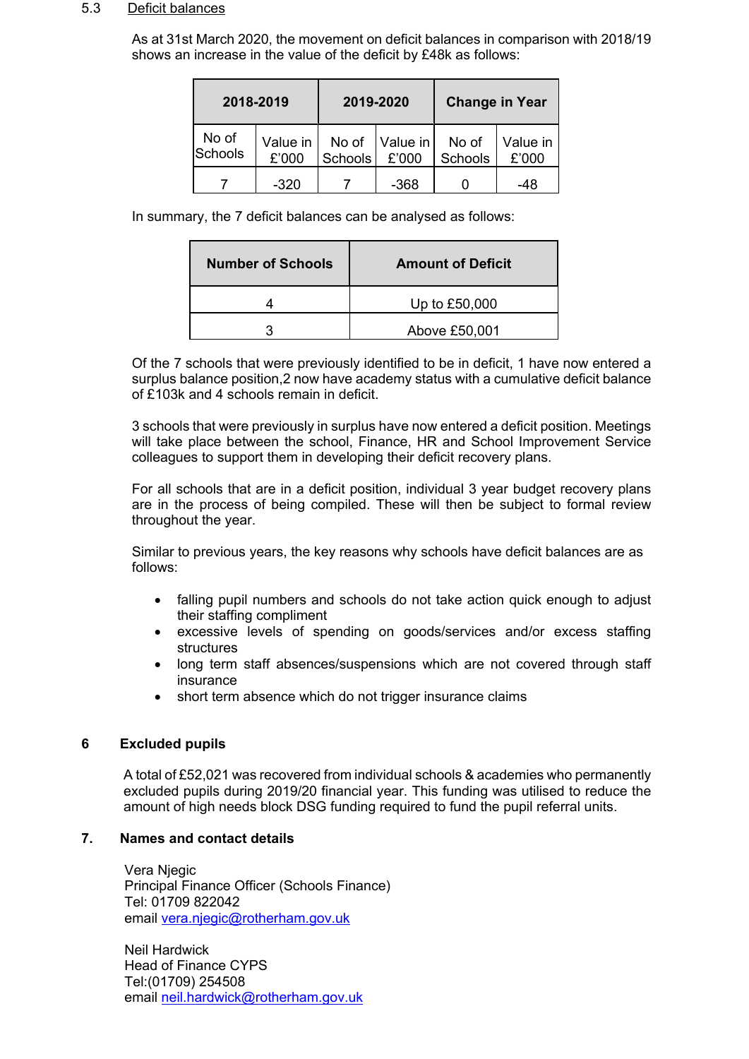### 5.3 Deficit balances

As at 31st March 2020, the movement on deficit balances in comparison with 2018/19 shows an increase in the value of the deficit by £48k as follows:

| 2018-2019 | | 2019-2020 | | Change in Year | |
|---|---|---|---|---|---|
| No of Schools | Value in £'000 | No of Schools | Value in £'000 | No of Schools | Value in £'000 |
| 7 | -320 | 7 | -368 | 0 | -48 |

In summary, the 7 deficit balances can be analysed as follows:

| Number of Schools | Amount of Deficit |
|---|---|
| 4 | Up to £50,000 |
| 3 | Above £50,001 |

Of the 7 schools that were previously identified to be in deficit, 1 have now entered a surplus balance position,2 now have academy status with a cumulative deficit balance of £103k and 4 schools remain in deficit.

3 schools that were previously in surplus have now entered a deficit position. Meetings will take place between the school, Finance, HR and School Improvement Service colleagues to support them in developing their deficit recovery plans.

For all schools that are in a deficit position, individual 3 year budget recovery plans are in the process of being compiled. These will then be subject to formal review throughout the year.

Similar to previous years, the key reasons why schools have deficit balances are as follows:

- falling pupil numbers and schools do not take action quick enough to adjust their staffing compliment
- excessive levels of spending on goods/services and/or excess staffing structures
- long term staff absences/suspensions which are not covered through staff insurance
- short term absence which do not trigger insurance claims

## 6 Excluded pupils

A total of £52,021 was recovered from individual schools & academies who permanently excluded pupils during 2019/20 financial year. This funding was utilised to reduce the amount of high needs block DSG funding required to fund the pupil referral units.

## 7. Names and contact details

Vera Njegic
Principal Finance Officer (Schools Finance)
Tel: 01709 822042
email vera.njegic@rotherham.gov.uk

Neil Hardwick
Head of Finance CYPS
Tel:(01709) 254508
email neil.hardwick@rotherham.gov.uk